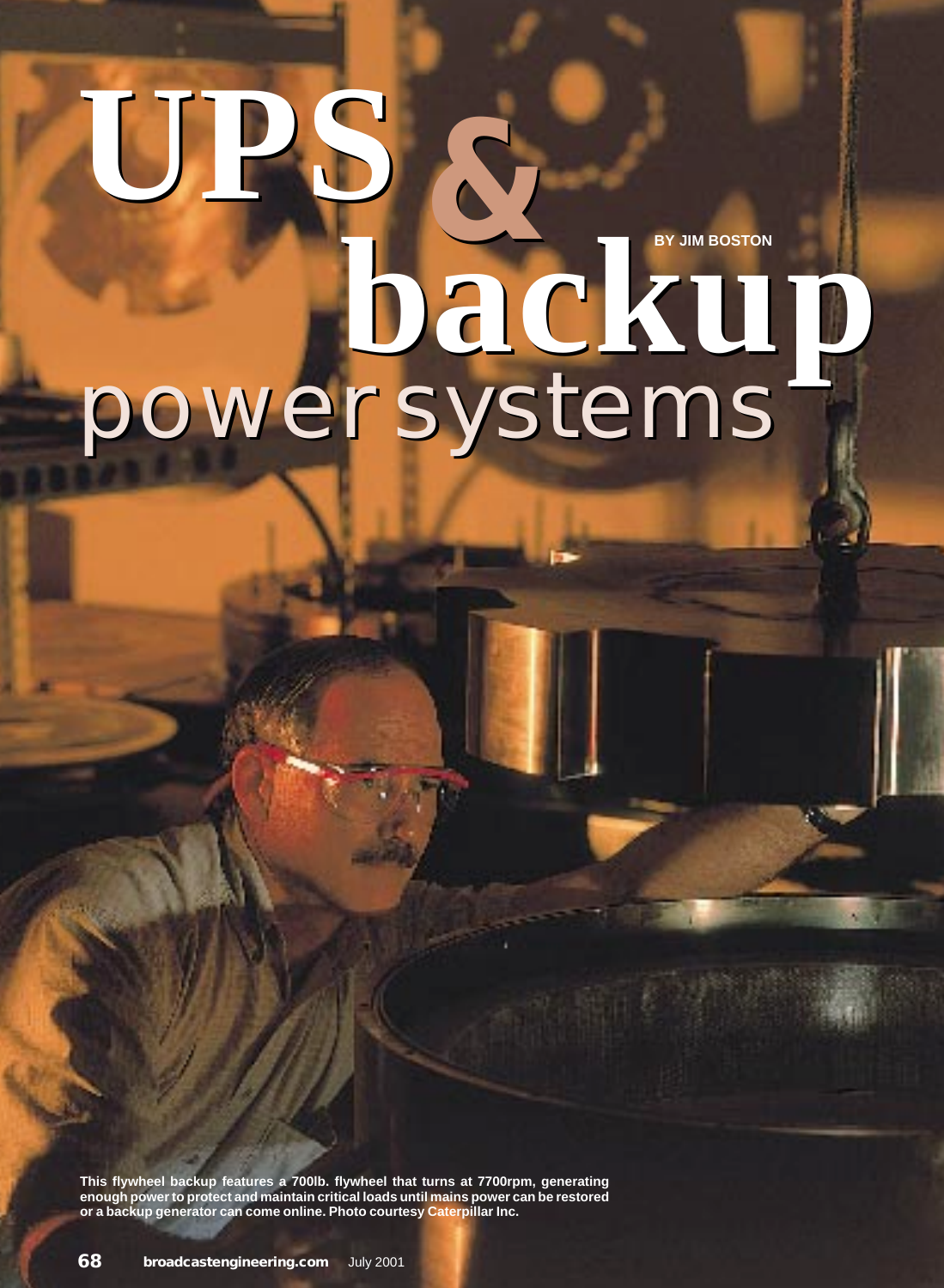# UPS & backup power systems

BY JIM BOSTON

This flywheel backup features a 700lb. flywheel that turns at 7700rpm, generating enough power to protect and maintain critical loads until mains power can be restored or a backup generator can come online. Photo courtesy Caterpillar Inc.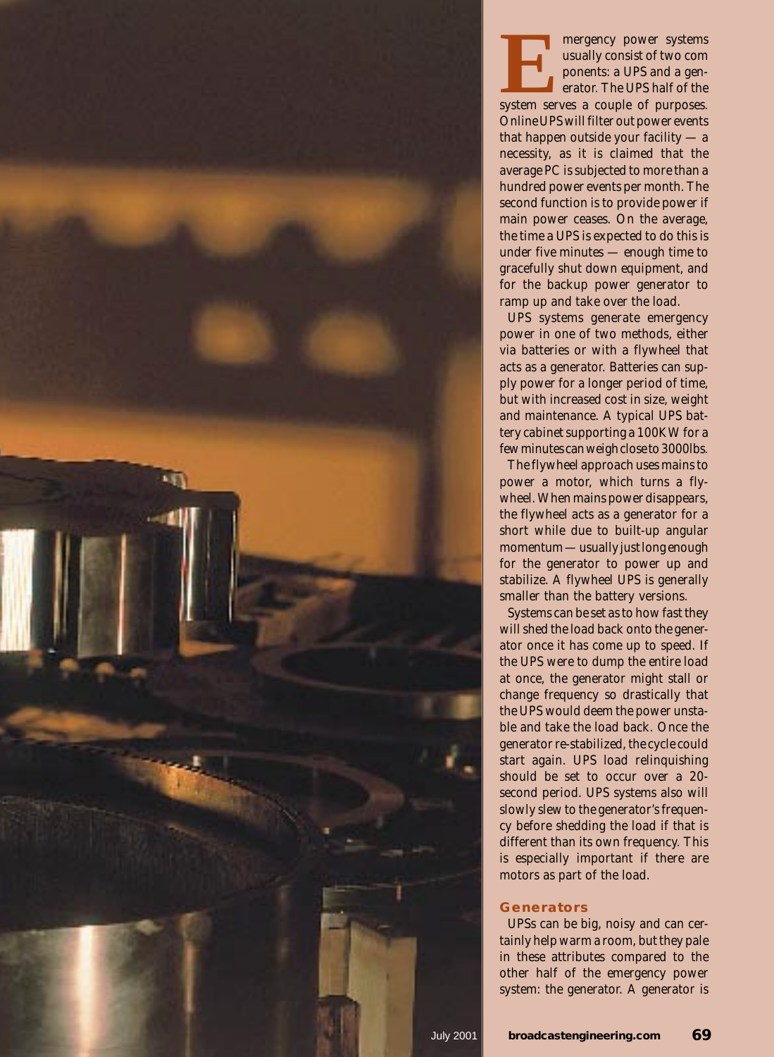Emergency power systems usually consist of two components: a UPS and a generator. The UPS half of the system serves a couple of purposes. Online UPS will filter out power events that happen outside your facility — a necessity, as it is claimed that the average PC is subjected to more than a hundred power events per month. The second function is to provide power if main power ceases. On the average, the time a UPS is expected to do this is under five minutes — enough time to gracefully shut down equipment, and for the backup power generator to ramp up and take over the load.

UPS systems generate emergency power in one of two methods, either via batteries or with a flywheel that acts as a generator. Batteries can supply power for a longer period of time, but with increased cost in size, weight and maintenance. A typical UPS battery cabinet supporting a 100KW for a few minutes can weigh close to 3000lbs.

The flywheel approach uses mains to power a motor, which turns a flywheel. When mains power disappears, the flywheel acts as a generator for a short while due to built-up angular momentum — usually just long enough for the generator to power up and stabilize. A flywheel UPS is generally smaller than the battery versions.

Systems can be set as to how fast they will shed the load back onto the generator once it has come up to speed. If the UPS were to dump the entire load at once, the generator might stall or change frequency so drastically that the UPS would deem the power unstable and take the load back. Once the generator re-stabilized, the cycle could start again. UPS load relinquishing should be set to occur over a 20-second period. UPS systems also will slowly slew to the generator's frequency before shedding the load if that is different than its own frequency. This is especially important if there are motors as part of the load.

## Generators

UPSs can be big, noisy and can certainly help warm a room, but they pale in these attributes compared to the other half of the emergency power system: the generator. A generator is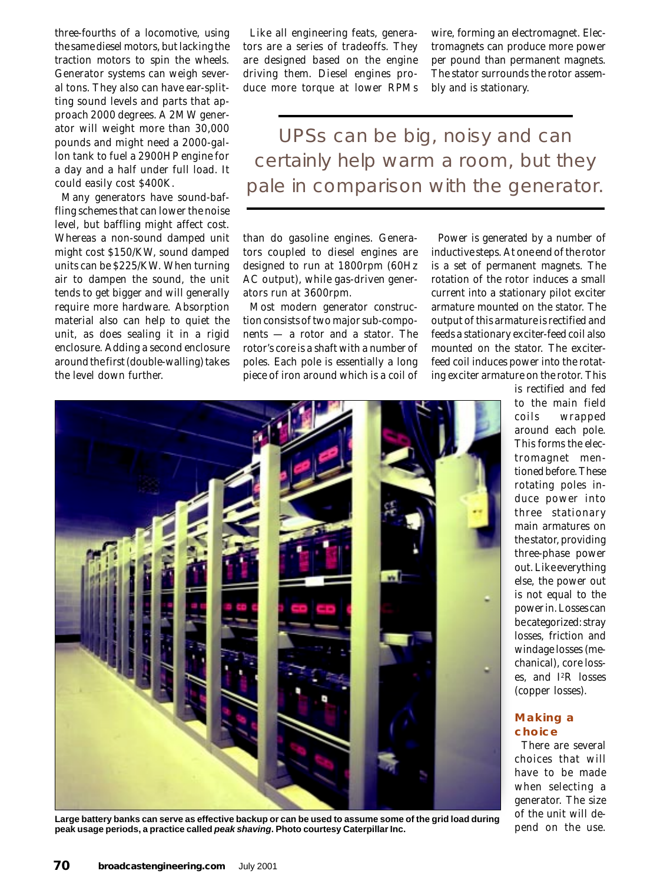three-fourths of a locomotive, using the same diesel motors, but lacking the traction motors to spin the wheels. Generator systems can weigh several tons. They also can have ear-splitting sound levels and parts that approach 2000 degrees. A 2MW generator will weight more than 30,000 pounds and might need a 2000-gallon tank to fuel a 2900HP engine for a day and a half under full load. It could easily cost $400K.

Many generators have sound-baffling schemes that can lower the noise level, but baffling might affect cost. Whereas a non-sound damped unit might cost $150/KW, sound damped units can be $225/KW. When turning air to dampen the sound, the unit tends to get bigger and will generally require more hardware. Absorption material also can help to quiet the unit, as does sealing it in a rigid enclosure. Adding a second enclosure around the first (double-walling) takes the level down further.

Like all engineering feats, generators are a series of tradeoffs. They are designed based on the engine driving them. Diesel engines produce more torque at lower RPMs than do gasoline engines. Generators coupled to diesel engines are designed to run at 1800rpm (60Hz AC output), while gas-driven generators run at 3600rpm.

Most modern generator construction consists of two major sub-components — a rotor and a stator. The rotor's core is a shaft with a number of poles. Each pole is essentially a long piece of iron around which is a coil of wire, forming an electromagnet. Electromagnets can produce more power per pound than permanent magnets. The stator surrounds the rotor assembly and is stationary.

> UPSs can be big, noisy and can certainly help warm a room, but they pale in comparison with the generator.

Power is generated by a number of inductive steps. At one end of the rotor is a set of permanent magnets. The rotation of the rotor induces a small current into a stationary pilot exciter armature mounted on the stator. The output of this armature is rectified and feeds a stationary exciter-feed coil also mounted on the stator. The exciter-feed coil induces power into the rotating exciter armature on the rotor. This is rectified and fed to the main field coils wrapped around each pole. This forms the electromagnet mentioned before. These rotating poles induce power into three stationary main armatures on the stator, providing three-phase power out. Like everything else, the power out is not equal to the power in. Losses can be categorized: stray losses, friction and windage losses (mechanical), core losses, and $I^2R$ losses (copper losses).

**Large battery banks can serve as effective backup or can be used to assume some of the grid load during peak usage periods, a practice called *peak shaving*. Photo courtesy Caterpillar Inc.**

### Making a choice

There are several choices that will have to be made when selecting a generator. The size of the unit will depend on the use.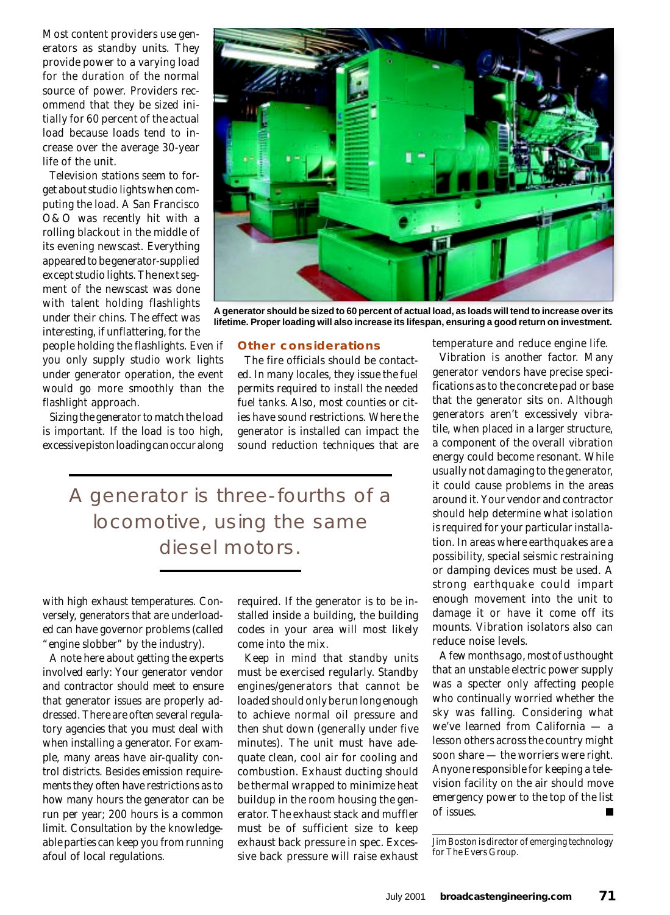Most content providers use generators as standby units. They provide power to a varying load for the duration of the normal source of power. Providers recommend that they be sized initially for 60 percent of the actual load because loads tend to increase over the average 30-year life of the unit.

Television stations seem to forget about studio lights when computing the load. A San Francisco O&O was recently hit with a rolling blackout in the middle of its evening newscast. Everything appeared to be generator-supplied except studio lights. The next segment of the newscast was done with talent holding flashlights under their chins. The effect was interesting, if unflattering, for the people holding the flashlights. Even if you only supply studio work lights under generator operation, the event would go more smoothly than the flashlight approach.

A generator should be sized to 60 percent of actual load, as loads will tend to increase over its lifetime. Proper loading will also increase its lifespan, ensuring a good return on investment.

Sizing the generator to match the load is important. If the load is too high, excessive piston loading can occur along with high exhaust temperatures. Conversely, generators that are underloaded can have governor problems (called "engine slobber" by the industry).

A note here about getting the experts involved early: Your generator vendor and contractor should meet to ensure that generator issues are properly addressed. There are often several regulatory agencies that you must deal with when installing a generator. For example, many areas have air-quality control districts. Besides emission requirements they often have restrictions as to how many hours the generator can be run per year; 200 hours is a common limit. Consultation by the knowledgeable parties can keep you from running afoul of local regulations.

> A generator is three-fourths of a locomotive, using the same diesel motors.

## Other considerations

The fire officials should be contacted. In many locales, they issue the fuel permits required to install the needed fuel tanks. Also, most counties or cities have sound restrictions. Where the generator is installed can impact the sound reduction techniques that are required. If the generator is to be installed inside a building, the building codes in your area will most likely come into the mix.

Keep in mind that standby units must be exercised regularly. Standby engines/generators that cannot be loaded should only be run long enough to achieve normal oil pressure and then shut down (generally under five minutes). The unit must have adequate clean, cool air for cooling and combustion. Exhaust ducting should be thermal wrapped to minimize heat buildup in the room housing the generator. The exhaust stack and muffler must be of sufficient size to keep exhaust back pressure in spec. Excessive back pressure will raise exhaust temperature and reduce engine life.

Vibration is another factor. Many generator vendors have precise specifications as to the concrete pad or base that the generator sits on. Although generators aren't excessively vibratile, when placed in a larger structure, a component of the overall vibration energy could become resonant. While usually not damaging to the generator, it could cause problems in the areas around it. Your vendor and contractor should help determine what isolation is required for your particular installation. In areas where earthquakes are a possibility, special seismic restraining or damping devices must be used. A strong earthquake could impart enough movement into the unit to damage it or have it come off its mounts. Vibration isolators also can reduce noise levels.

A few months ago, most of us thought that an unstable electric power supply was a specter only affecting people who continually worried whether the sky was falling. Considering what we've learned from California — a lesson others across the country might soon share — the worriers were right. Anyone responsible for keeping a television facility on the air should move emergency power to the top of the list of issues. ■

*Jim Boston is director of emerging technology for The Evers Group.*